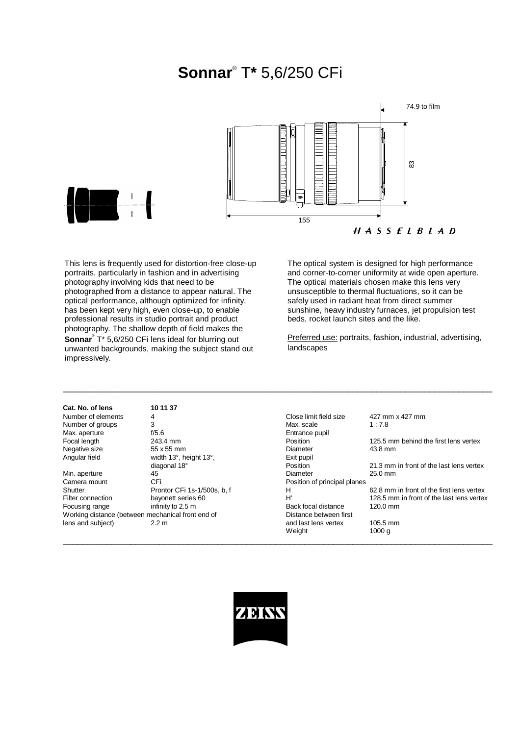# **Sonnar**® T* 5,6/250 CFi

74.9 to film

83

155

HASSELBLAD

This lens is frequently used for distortion-free close-up portraits, particularly in fashion and in advertising photography involving kids that need to be photographed from a distance to appear natural. The optical performance, although optimized for infinity, has been kept very high, even close-up, to enable professional results in studio portrait and product photography. The shallow depth of field makes the **Sonnar**® T* 5,6/250 CFi lens ideal for blurring out unwanted backgrounds, making the subject stand out impressively.

The optical system is designed for high performance and corner-to-corner uniformity at wide open aperture. The optical materials chosen make this lens very unsusceptible to thermal fluctuations, so it can be safely used in radiant heat from direct summer sunshine, heavy industry furnaces, jet propulsion test beds, rocket launch sites and the like.

Preferred use: portraits, fashion, industrial, advertising, landscapes

| **Cat. No. of lens** | **10 11 37** |
|---|---|
| Number of elements | 4 |
| Number of groups | 3 |
| Max. aperture | f/5.6 |
| Focal length | 243.4 mm |
| Negative size | 55 x 55 mm |
| Angular field | width 13°, height 13°, diagonal 18° |
| Min. aperture | 45 |
| Camera mount | CFi |
| Shutter | Prontor CFi 1s-1/500s, b, f |
| Filter connection | bayonett series 60 |
| Focusing range | infinity to 2.5 m |
| Working distance (between mechanical front end of lens and subject) | 2.2 m |

| | |
|---|---|
| Close limit field size | 427 mm x 427 mm |
| Max. scale | 1 : 7.8 |
| Entrance pupil | |
| Position | 125.5 mm behind the first lens vertex |
| Diameter | 43.8 mm |
| Exit pupil | |
| Position | 21.3 mm in front of the last lens vertex |
| Diameter | 25.0 mm |
| Position of principal planes | |
| H | 62.8 mm in front of the first lens vertex |
| H' | 128.5 mm in front of the last lens vertex |
| Back focal distance | 120.0 mm |
| Distance between first and last lens vertex | 105.5 mm |
| Weight | 1000 g |

ZEISS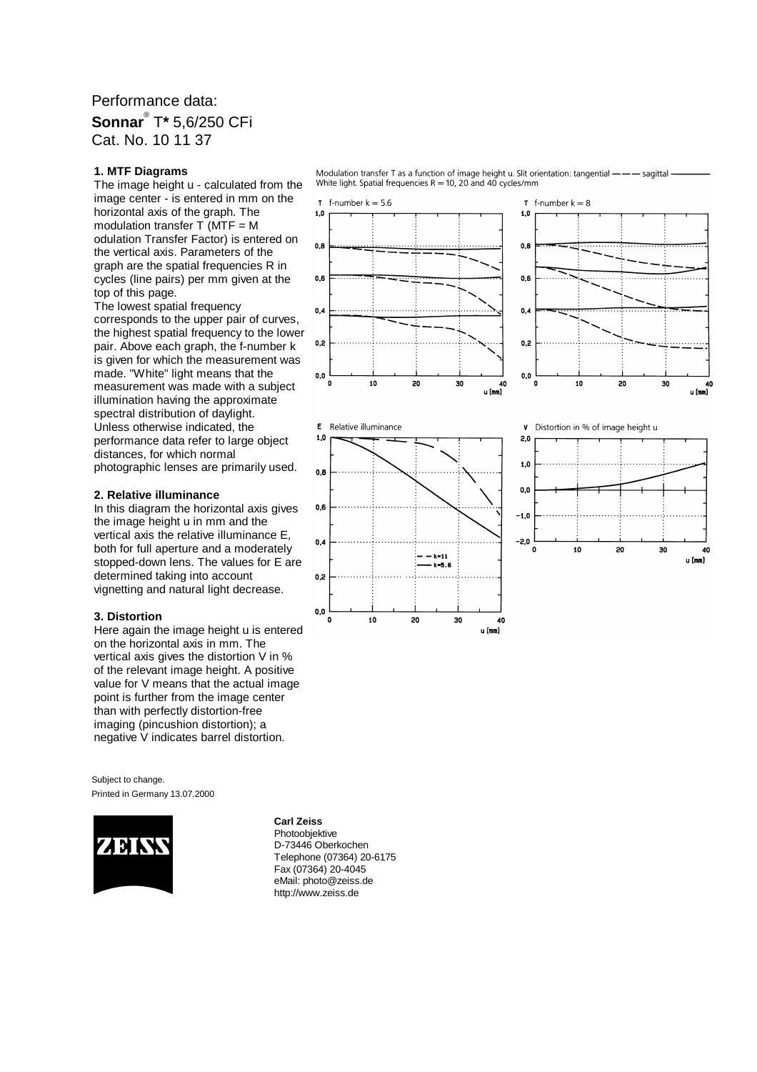# Performance data:

## **Sonnar**® T* 5,6/250 CFi

Cat. No. 10 11 37

### 1. MTF Diagrams

The image height u - calculated from the image center - is entered in mm on the horizontal axis of the graph. The modulation transfer T (MTF = M odulation Transfer Factor) is entered on the vertical axis. Parameters of the graph are the spatial frequencies R in cycles (line pairs) per mm given at the top of this page.
The lowest spatial frequency corresponds to the upper pair of curves, the highest spatial frequency to the lower pair. Above each graph, the f-number k is given for which the measurement was made. "White" light means that the measurement was made with a subject illumination having the approximate spectral distribution of daylight.
Unless otherwise indicated, the performance data refer to large object distances, for which normal photographic lenses are primarily used.

### 2. Relative illuminance

In this diagram the horizontal axis gives the image height u in mm and the vertical axis the relative illuminance E, both for full aperture and a moderately stopped-down lens. The values for E are determined taking into account vignetting and natural light decrease.

### 3. Distortion

Here again the image height u is entered on the horizontal axis in mm. The vertical axis gives the distortion V in % of the relevant image height. A positive value for V means that the actual image point is further from the image center than with perfectly distortion-free imaging (pincushion distortion); a negative V indicates barrel distortion.

Modulation transfer T as a function of image height u. Slit orientation: tangential — — — sagittal ———
White light. Spatial frequencies R = 10, 20 and 40 cycles/mm

T f-number k = 5.6
1,0
0,8
0,6
0,4
0,2
0,0
0 10 20 30 40
u [mm]

T f-number k = 8
1,0
0,8
0,6
0,4
0,2
0,0
0 10 20 30 40
u [mm]

E Relative illuminance
1,0
0,8
0,6
0,4
0,2
0,0
0 10 20 30 40
u [mm]
k=11
k=5.6

V Distortion in % of image height u
2,0
1,0
0,0
−1,0
−2,0
0 10 20 30 40
u [mm]

Subject to change.
Printed in Germany 13.07.2000

ZEISS

**Carl Zeiss**
Photoobjektive
D-73446 Oberkochen
Telephone (07364) 20-6175
Fax (07364) 20-4045
eMail: photo@zeiss.de
http://www.zeiss.de